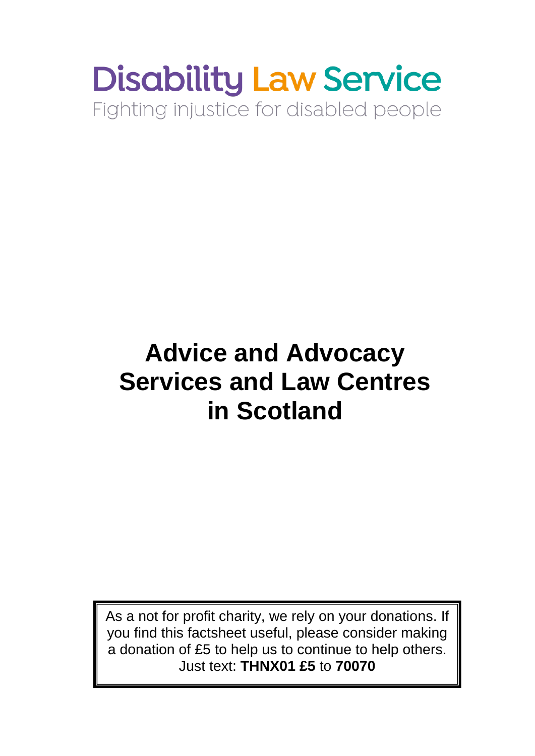Disability Law Service

Fighting injustice for disabled people

# Advice and Advocacy Services and Law Centres in Scotland

As a not for profit charity, we rely on your donations. If you find this factsheet useful, please consider making a donation of £5 to help us to continue to help others. Just text: **THNX01 £5** to **70070**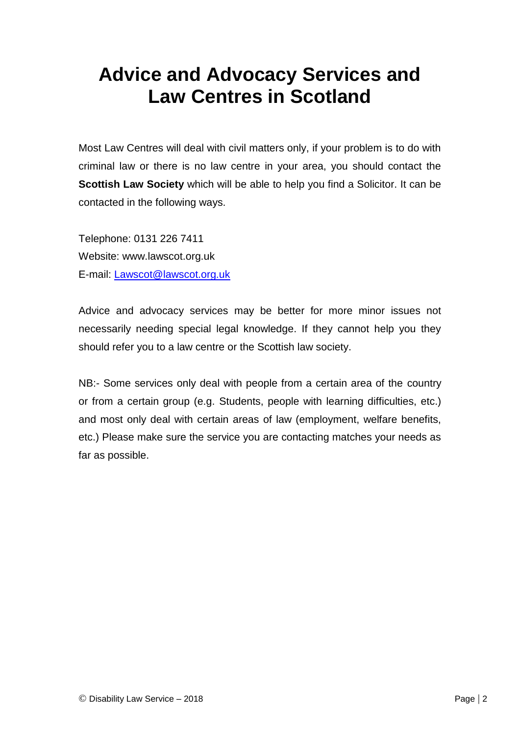# Advice and Advocacy Services and Law Centres in Scotland

Most Law Centres will deal with civil matters only, if your problem is to do with criminal law or there is no law centre in your area, you should contact the **Scottish Law Society** which will be able to help you find a Solicitor. It can be contacted in the following ways.

Telephone: 0131 226 7411
Website: www.lawscot.org.uk
E-mail: Lawscot@lawscot.org.uk

Advice and advocacy services may be better for more minor issues not necessarily needing special legal knowledge. If they cannot help you they should refer you to a law centre or the Scottish law society.

NB:- Some services only deal with people from a certain area of the country or from a certain group (e.g. Students, people with learning difficulties, etc.) and most only deal with certain areas of law (employment, welfare benefits, etc.) Please make sure the service you are contacting matches your needs as far as possible.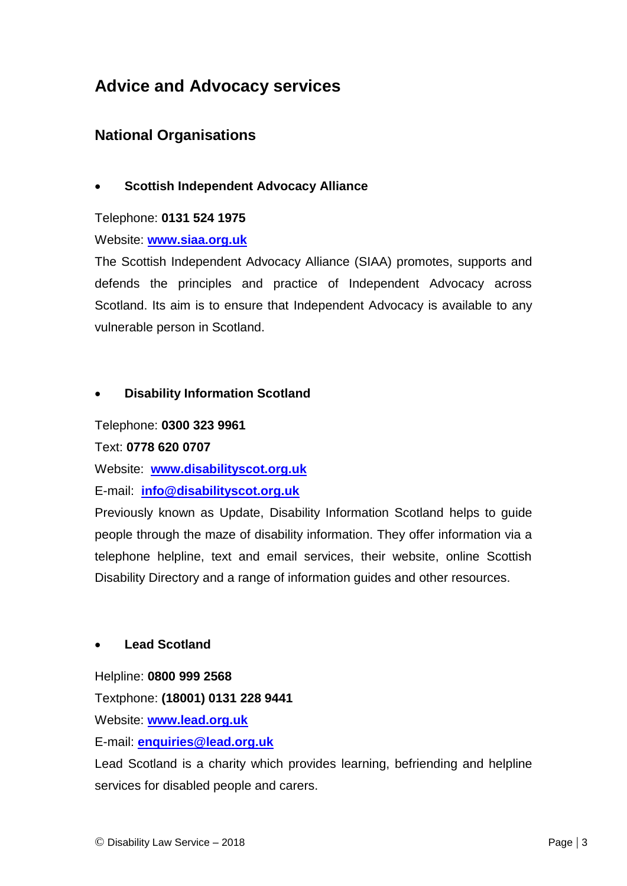# Advice and Advocacy services

## National Organisations

- **Scottish Independent Advocacy Alliance**

Telephone: **0131 524 1975**

Website: **www.siaa.org.uk**

The Scottish Independent Advocacy Alliance (SIAA) promotes, supports and defends the principles and practice of Independent Advocacy across Scotland. Its aim is to ensure that Independent Advocacy is available to any vulnerable person in Scotland.

- **Disability Information Scotland**

Telephone: **0300 323 9961**

Text: **0778 620 0707**

Website: **www.disabilityscot.org.uk**

E-mail: **info@disabilityscot.org.uk**

Previously known as Update, Disability Information Scotland helps to guide people through the maze of disability information. They offer information via a telephone helpline, text and email services, their website, online Scottish Disability Directory and a range of information guides and other resources.

- **Lead Scotland**

Helpline: **0800 999 2568**

Textphone: **(18001) 0131 228 9441**

Website: **www.lead.org.uk**

E-mail: **enquiries@lead.org.uk**

Lead Scotland is a charity which provides learning, befriending and helpline services for disabled people and carers.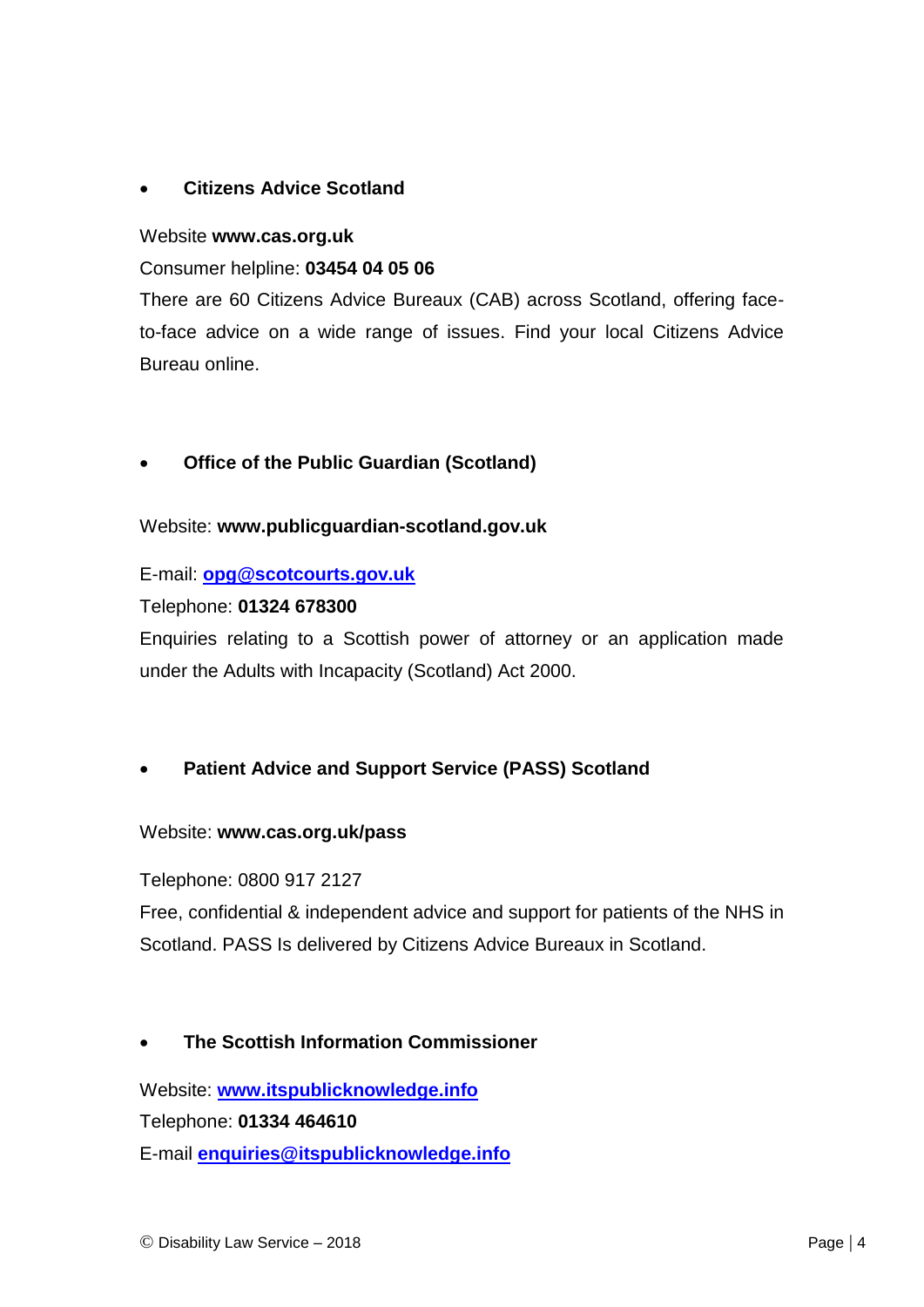- **Citizens Advice Scotland**

Website **www.cas.org.uk**

Consumer helpline: **03454 04 05 06**

There are 60 Citizens Advice Bureaux (CAB) across Scotland, offering face-to-face advice on a wide range of issues. Find your local Citizens Advice Bureau online.

- **Office of the Public Guardian (Scotland)**

Website: **www.publicguardian-scotland.gov.uk**

E-mail: **opg@scotcourts.gov.uk**

Telephone: **01324 678300**

Enquiries relating to a Scottish power of attorney or an application made under the Adults with Incapacity (Scotland) Act 2000.

- **Patient Advice and Support Service (PASS) Scotland**

Website: **www.cas.org.uk/pass**

Telephone: 0800 917 2127

Free, confidential & independent advice and support for patients of the NHS in Scotland. PASS Is delivered by Citizens Advice Bureaux in Scotland.

- **The Scottish Information Commissioner**

Website: **www.itspublicknowledge.info**

Telephone: **01334 464610**

E-mail **enquiries@itspublicknowledge.info**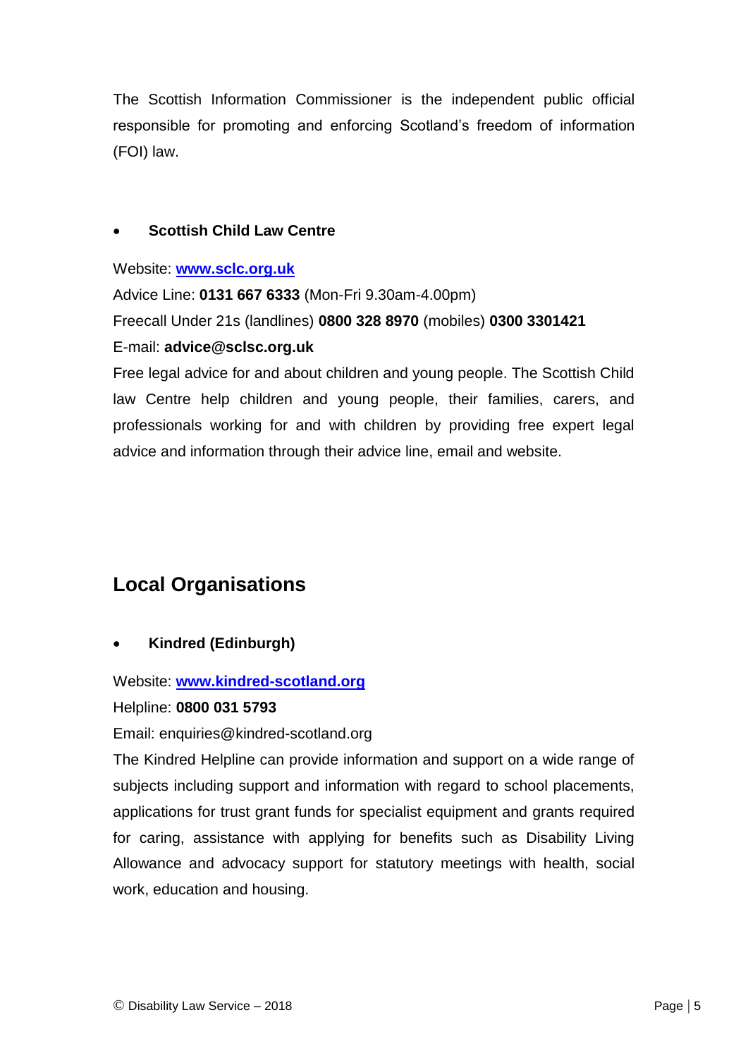The Scottish Information Commissioner is the independent public official responsible for promoting and enforcing Scotland's freedom of information (FOI) law.

- **Scottish Child Law Centre**

Website: **[www.sclc.org.uk](http://www.sclc.org.uk)**
Advice Line: **0131 667 6333** (Mon-Fri 9.30am-4.00pm)
Freecall Under 21s (landlines) **0800 328 8970** (mobiles) **0300 3301421**
E-mail: **advice@sclsc.org.uk**
Free legal advice for and about children and young people. The Scottish Child law Centre help children and young people, their families, carers, and professionals working for and with children by providing free expert legal advice and information through their advice line, email and website.

## Local Organisations

- **Kindred (Edinburgh)**

Website: **[www.kindred-scotland.org](http://www.kindred-scotland.org)**
Helpline: **0800 031 5793**
Email: enquiries@kindred-scotland.org
The Kindred Helpline can provide information and support on a wide range of subjects including support and information with regard to school placements, applications for trust grant funds for specialist equipment and grants required for caring, assistance with applying for benefits such as Disability Living Allowance and advocacy support for statutory meetings with health, social work, education and housing.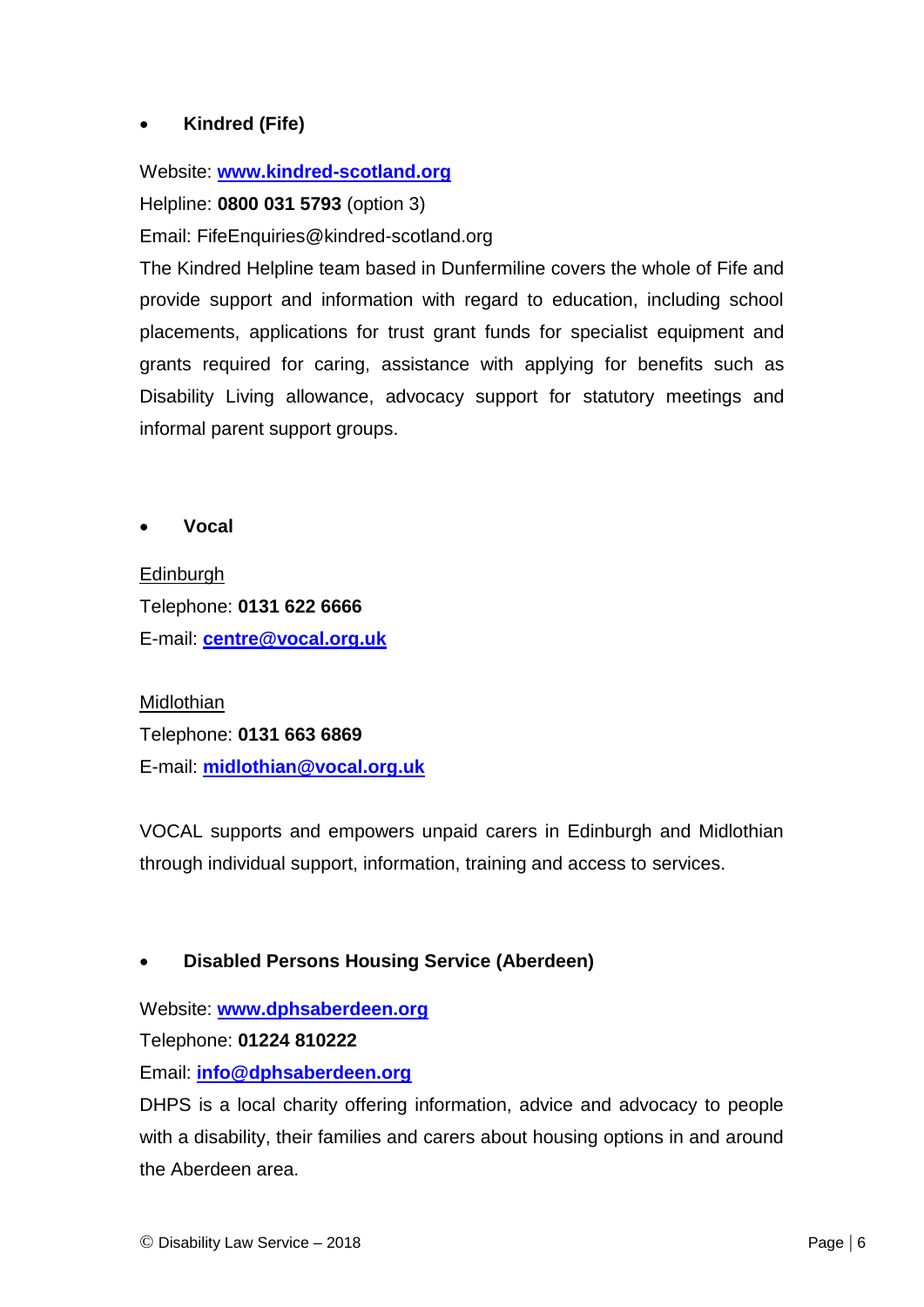- **Kindred (Fife)**

Website: **www.kindred-scotland.org**
Helpline: **0800 031 5793** (option 3)
Email: FifeEnquiries@kindred-scotland.org
The Kindred Helpline team based in Dunfermiline covers the whole of Fife and provide support and information with regard to education, including school placements, applications for trust grant funds for specialist equipment and grants required for caring, assistance with applying for benefits such as Disability Living allowance, advocacy support for statutory meetings and informal parent support groups.

- **Vocal**

Edinburgh
Telephone: **0131 622 6666**
E-mail: **centre@vocal.org.uk**

Midlothian
Telephone: **0131 663 6869**
E-mail: **midlothian@vocal.org.uk**

VOCAL supports and empowers unpaid carers in Edinburgh and Midlothian through individual support, information, training and access to services.

- **Disabled Persons Housing Service (Aberdeen)**

Website: **www.dphsaberdeen.org**
Telephone: **01224 810222**
Email: **info@dphsaberdeen.org**
DHPS is a local charity offering information, advice and advocacy to people with a disability, their families and carers about housing options in and around the Aberdeen area.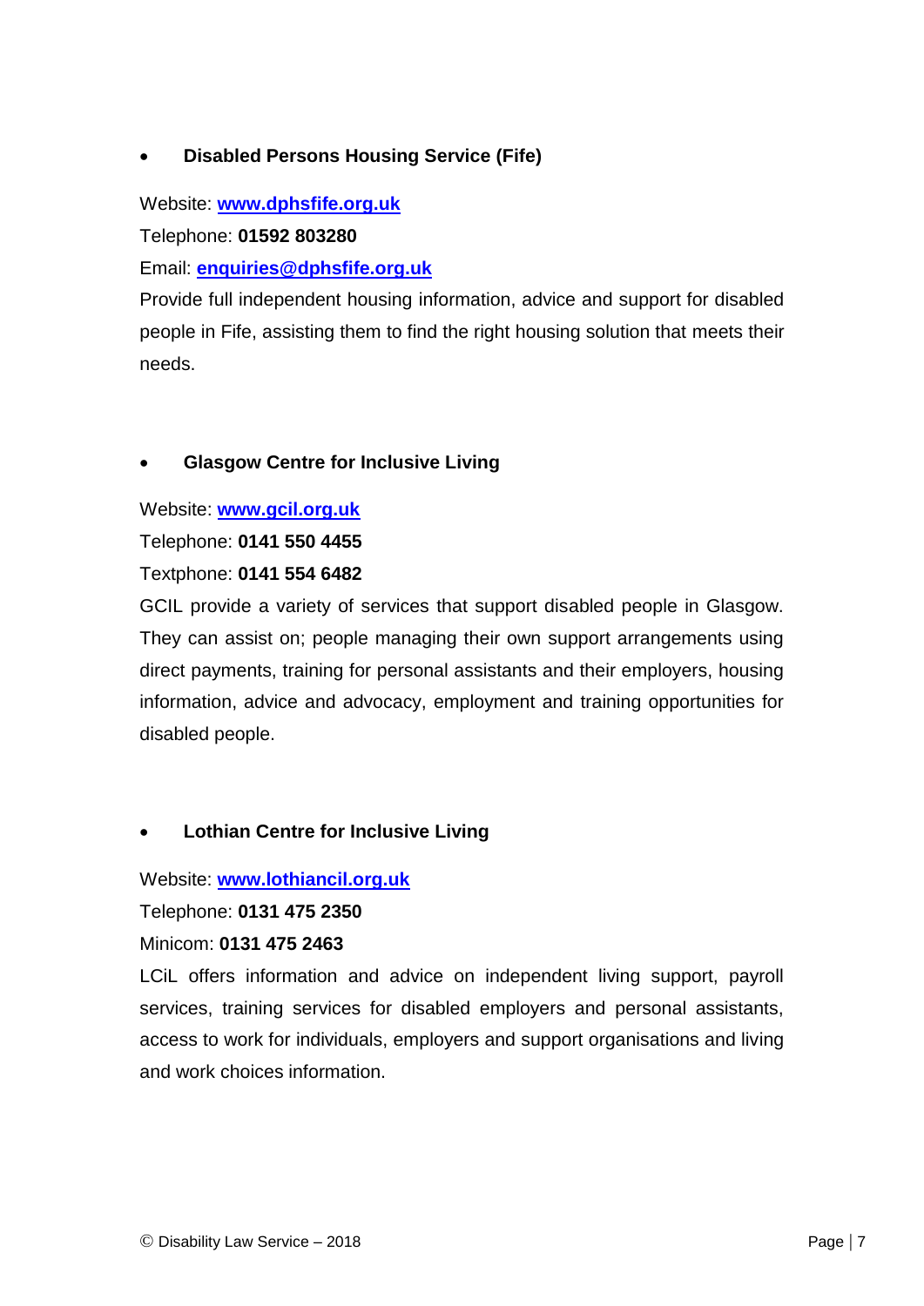- **Disabled Persons Housing Service (Fife)**

Website: **[www.dphsfife.org.uk](http://www.dphsfife.org.uk)**

Telephone: **01592 803280**

Email: **[enquiries@dphsfife.org.uk](mailto:enquiries@dphsfife.org.uk)**

Provide full independent housing information, advice and support for disabled people in Fife, assisting them to find the right housing solution that meets their needs.

- **Glasgow Centre for Inclusive Living**

Website: **[www.gcil.org.uk](http://www.gcil.org.uk)**

Telephone: **0141 550 4455**

Textphone: **0141 554 6482**

GCIL provide a variety of services that support disabled people in Glasgow. They can assist on; people managing their own support arrangements using direct payments, training for personal assistants and their employers, housing information, advice and advocacy, employment and training opportunities for disabled people.

- **Lothian Centre for Inclusive Living**

Website: **[www.lothiancil.org.uk](http://www.lothiancil.org.uk)**

Telephone: **0131 475 2350**

Minicom: **0131 475 2463**

LCiL offers information and advice on independent living support, payroll services, training services for disabled employers and personal assistants, access to work for individuals, employers and support organisations and living and work choices information.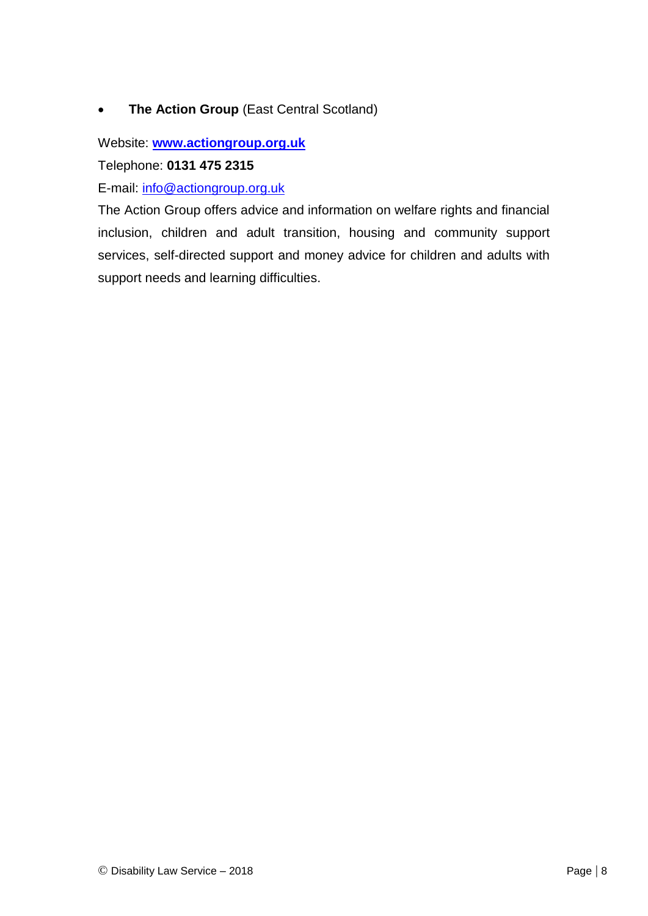- **The Action Group** (East Central Scotland)

Website: **www.actiongroup.org.uk**

Telephone: **0131 475 2315**

E-mail: info@actiongroup.org.uk

The Action Group offers advice and information on welfare rights and financial inclusion, children and adult transition, housing and community support services, self-directed support and money advice for children and adults with support needs and learning difficulties.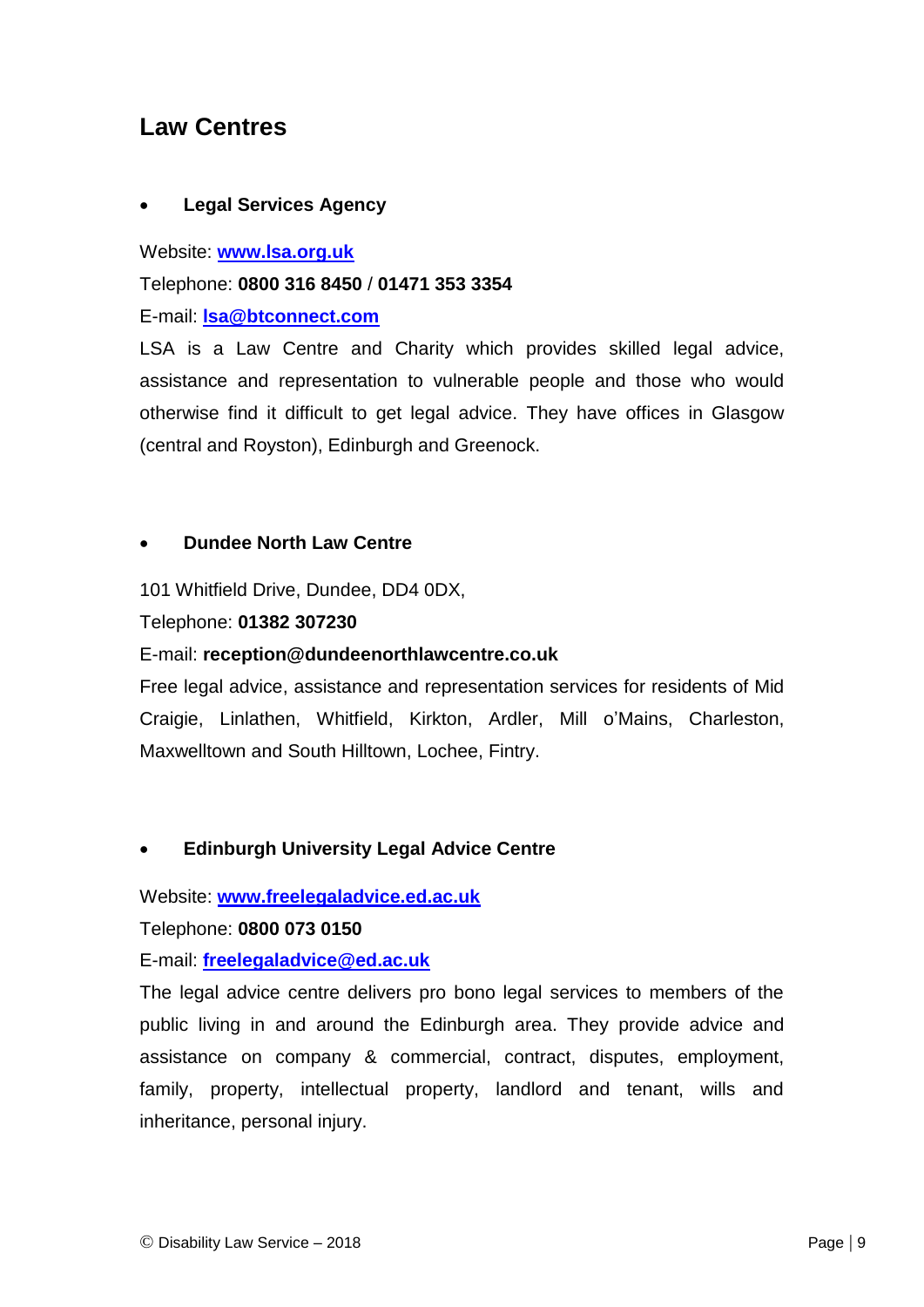## Law Centres

- **Legal Services Agency**

Website: **www.lsa.org.uk**

Telephone: **0800 316 8450** / **01471 353 3354**

E-mail: **lsa@btconnect.com**

LSA is a Law Centre and Charity which provides skilled legal advice, assistance and representation to vulnerable people and those who would otherwise find it difficult to get legal advice. They have offices in Glasgow (central and Royston), Edinburgh and Greenock.

- **Dundee North Law Centre**

101 Whitfield Drive, Dundee, DD4 0DX,

Telephone: **01382 307230**

E-mail: **reception@dundeenorthlawcentre.co.uk**

Free legal advice, assistance and representation services for residents of Mid Craigie, Linlathen, Whitfield, Kirkton, Ardler, Mill o'Mains, Charleston, Maxwelltown and South Hilltown, Lochee, Fintry.

- **Edinburgh University Legal Advice Centre**

Website: **www.freelegaladvice.ed.ac.uk**

Telephone: **0800 073 0150**

E-mail: **freelegaladvice@ed.ac.uk**

The legal advice centre delivers pro bono legal services to members of the public living in and around the Edinburgh area. They provide advice and assistance on company & commercial, contract, disputes, employment, family, property, intellectual property, landlord and tenant, wills and inheritance, personal injury.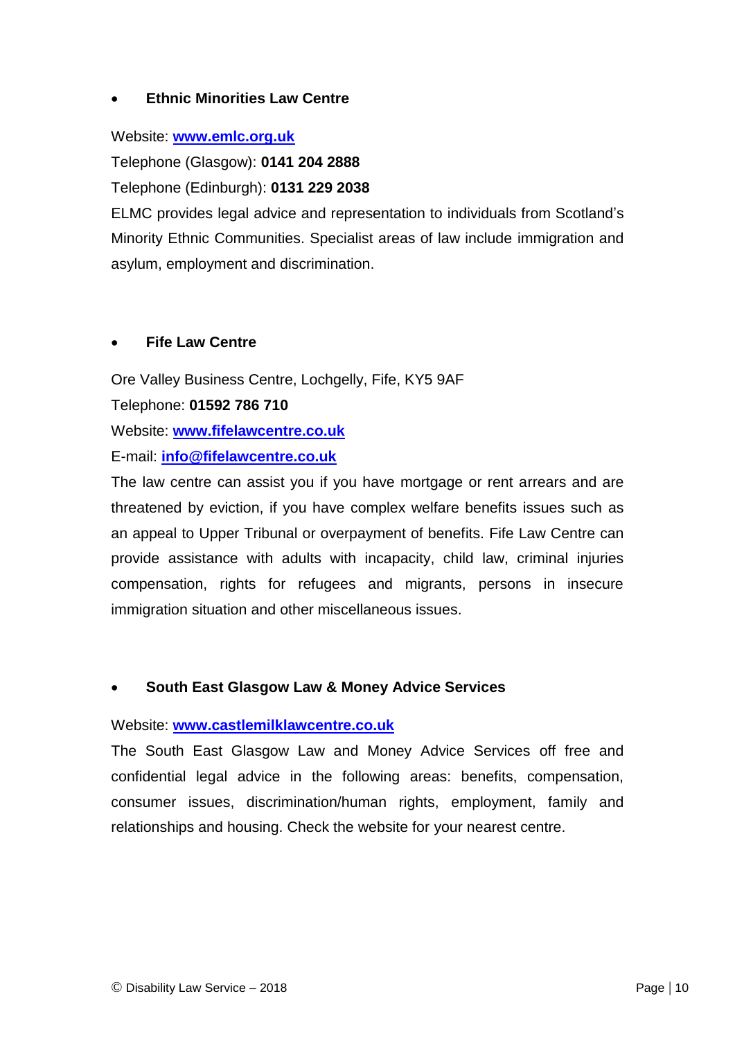- **Ethnic Minorities Law Centre**

Website: **www.emlc.org.uk**

Telephone (Glasgow): **0141 204 2888**

Telephone (Edinburgh): **0131 229 2038**

ELMC provides legal advice and representation to individuals from Scotland's Minority Ethnic Communities. Specialist areas of law include immigration and asylum, employment and discrimination.

- **Fife Law Centre**

Ore Valley Business Centre, Lochgelly, Fife, KY5 9AF

Telephone: **01592 786 710**

Website: **www.fifelawcentre.co.uk**

E-mail: **info@fifelawcentre.co.uk**

The law centre can assist you if you have mortgage or rent arrears and are threatened by eviction, if you have complex welfare benefits issues such as an appeal to Upper Tribunal or overpayment of benefits. Fife Law Centre can provide assistance with adults with incapacity, child law, criminal injuries compensation, rights for refugees and migrants, persons in insecure immigration situation and other miscellaneous issues.

- **South East Glasgow Law & Money Advice Services**

Website: **www.castlemilklawcentre.co.uk**

The South East Glasgow Law and Money Advice Services off free and confidential legal advice in the following areas: benefits, compensation, consumer issues, discrimination/human rights, employment, family and relationships and housing. Check the website for your nearest centre.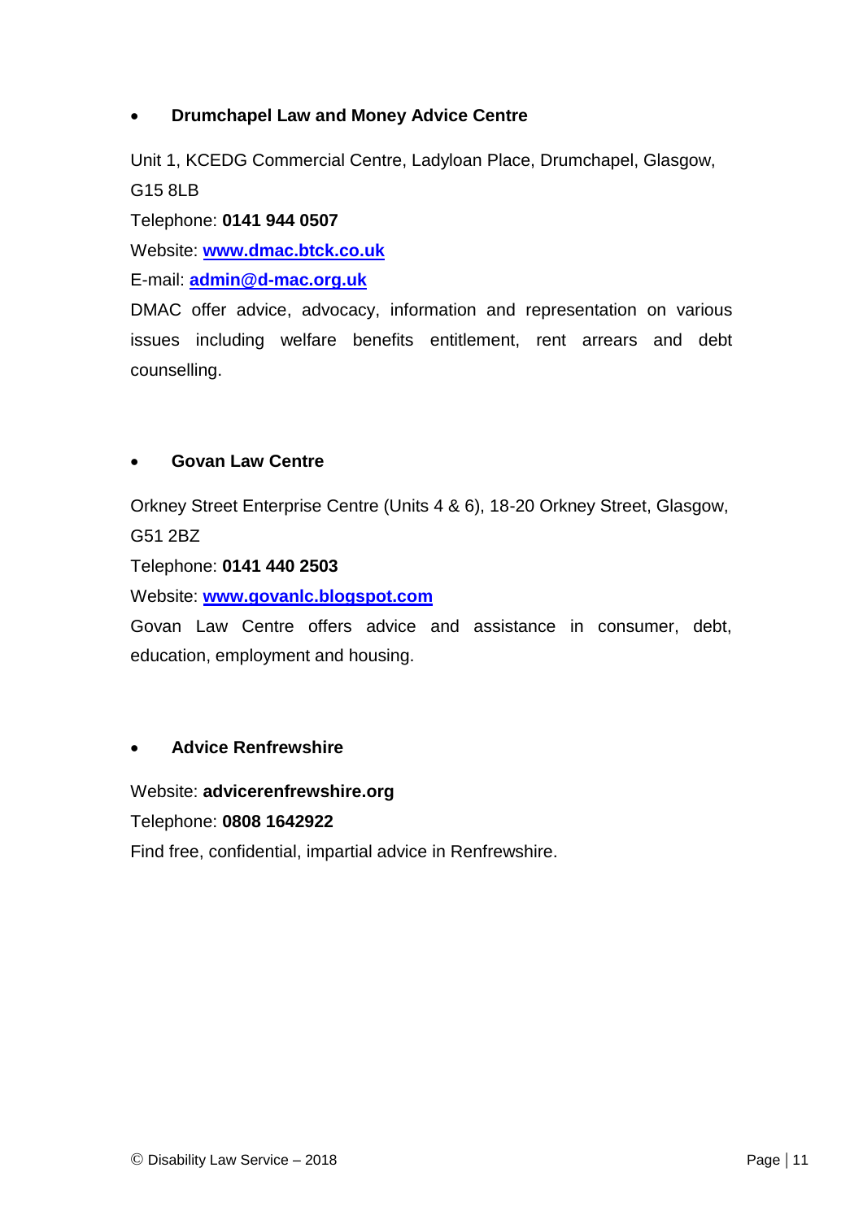- **Drumchapel Law and Money Advice Centre**

Unit 1, KCEDG Commercial Centre, Ladyloan Place, Drumchapel, Glasgow, G15 8LB

Telephone: **0141 944 0507**

Website: **www.dmac.btck.co.uk**

E-mail: **admin@d-mac.org.uk**

DMAC offer advice, advocacy, information and representation on various issues including welfare benefits entitlement, rent arrears and debt counselling.

- **Govan Law Centre**

Orkney Street Enterprise Centre (Units 4 & 6), 18-20 Orkney Street, Glasgow, G51 2BZ

Telephone: **0141 440 2503**

Website: **www.govanlc.blogspot.com**

Govan Law Centre offers advice and assistance in consumer, debt, education, employment and housing.

- **Advice Renfrewshire**

Website: **advicerenfrewshire.org**

Telephone: **0808 1642922**

Find free, confidential, impartial advice in Renfrewshire.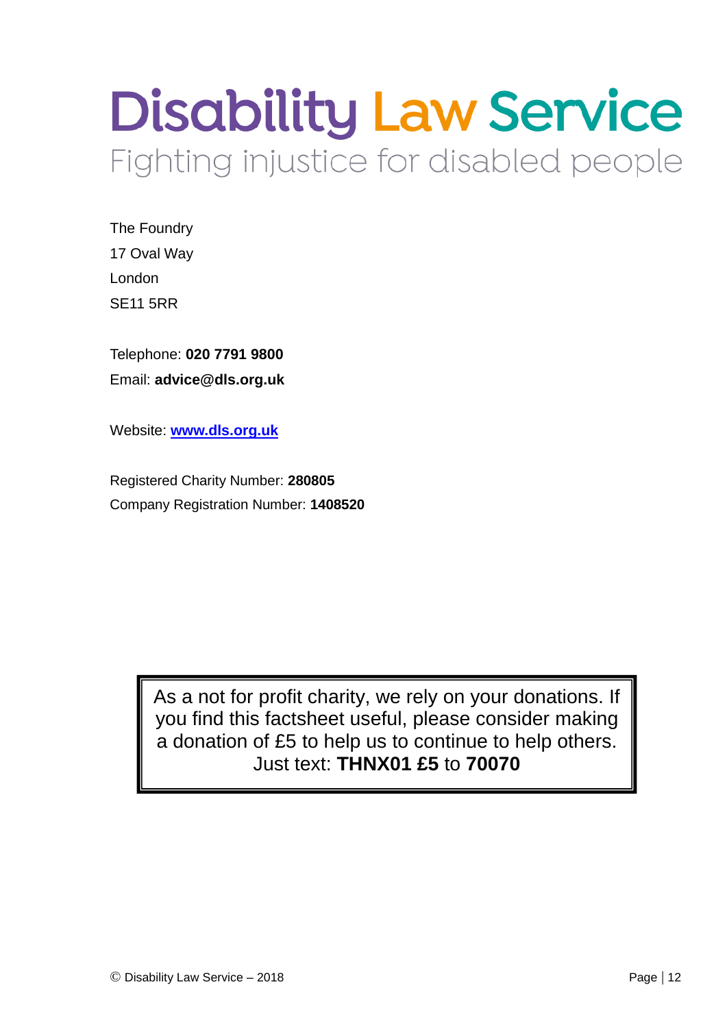# Disability Law Service

Fighting injustice for disabled people

The Foundry
17 Oval Way
London
SE11 5RR

Telephone: **020 7791 9800**
Email: **advice@dls.org.uk**

Website: **[www.dls.org.uk](http://www.dls.org.uk)**

Registered Charity Number: **280805**
Company Registration Number: **1408520**

> As a not for profit charity, we rely on your donations. If you find this factsheet useful, please consider making a donation of £5 to help us to continue to help others. Just text: **THNX01 £5** to **70070**

© Disability Law Service – 2018